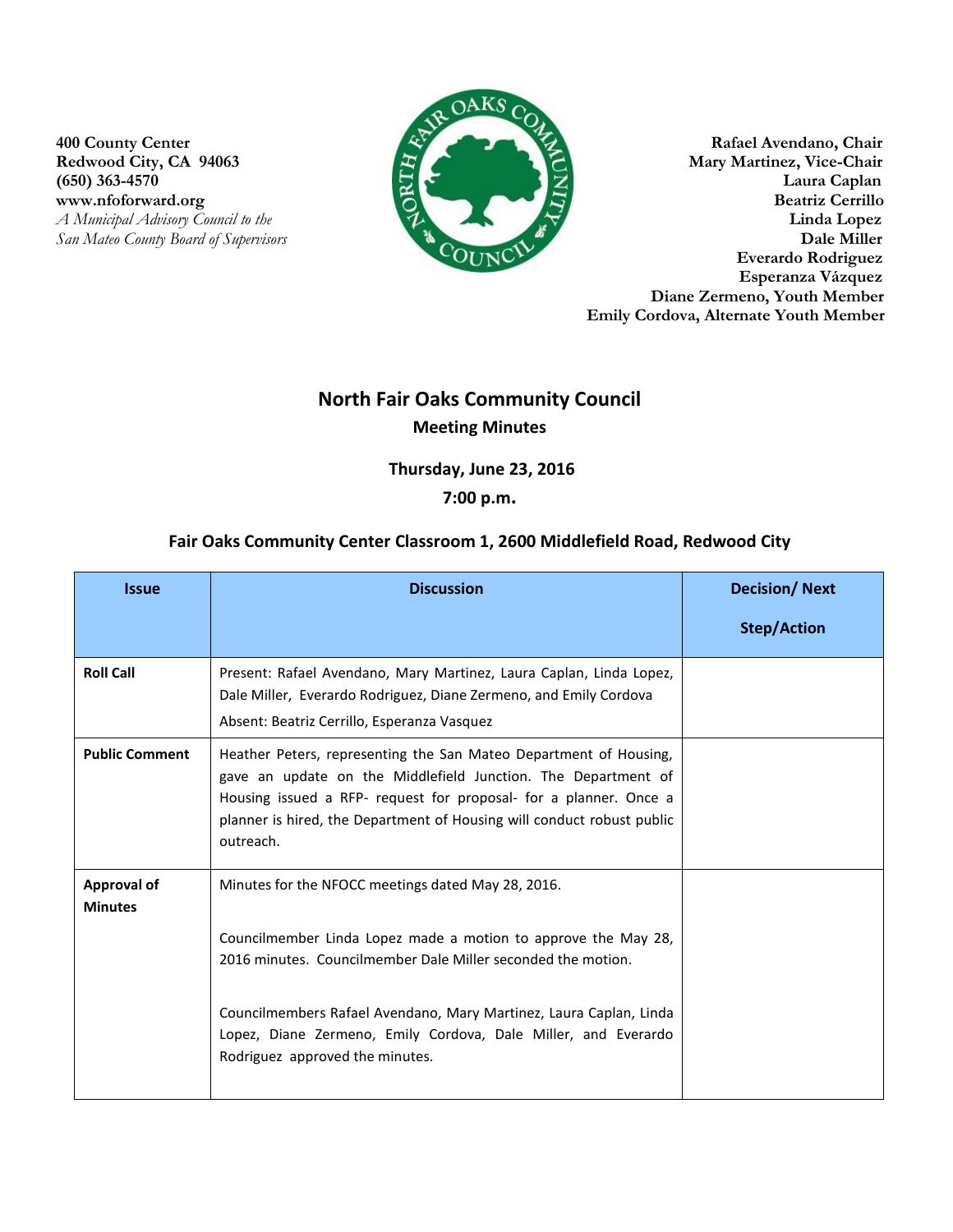400 County Center
Redwood City, CA 94063
(650) 363-4570
www.nfoforward.org
*A Municipal Advisory Council to the San Mateo County Board of Supervisors*

**Rafael Avendano, Chair**
**Mary Martinez, Vice-Chair**
**Laura Caplan**
**Beatriz Cerrillo**
**Linda Lopez**
**Dale Miller**
**Everardo Rodriguez**
**Esperanza Vázquez**
**Diane Zermeno, Youth Member**
**Emily Cordova, Alternate Youth Member**

# North Fair Oaks Community Council

## Meeting Minutes

**Thursday, June 23, 2016**

**7:00 p.m.**

**Fair Oaks Community Center Classroom 1, 2600 Middlefield Road, Redwood City**

| Issue | Discussion | Decision/ Next Step/Action |
|---|---|---|
| **Roll Call** | Present: Rafael Avendano, Mary Martinez, Laura Caplan, Linda Lopez, Dale Miller, Everardo Rodriguez, Diane Zermeno, and Emily Cordova<br>Absent: Beatriz Cerrillo, Esperanza Vasquez | |
| **Public Comment** | Heather Peters, representing the San Mateo Department of Housing, gave an update on the Middlefield Junction. The Department of Housing issued a RFP- request for proposal- for a planner. Once a planner is hired, the Department of Housing will conduct robust public outreach. | |
| **Approval of Minutes** | Minutes for the NFOCC meetings dated May 28, 2016.<br><br>Councilmember Linda Lopez made a motion to approve the May 28, 2016 minutes. Councilmember Dale Miller seconded the motion.<br><br>Councilmembers Rafael Avendano, Mary Martinez, Laura Caplan, Linda Lopez, Diane Zermeno, Emily Cordova, Dale Miller, and Everardo Rodriguez approved the minutes. | |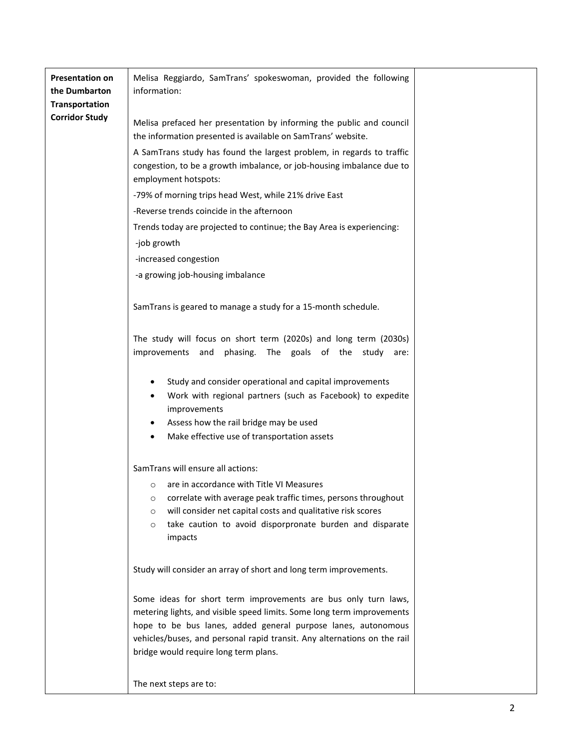| **Presentation on the Dumbarton Transportation Corridor Study** | Melisa Reggiardo, SamTrans' spokeswoman, provided the following information:<br><br>Melisa prefaced her presentation by informing the public and council the information presented is available on SamTrans' website.<br><br>A SamTrans study has found the largest problem, in regards to traffic congestion, to be a growth imbalance, or job-housing imbalance due to employment hotspots:<br><br>-79% of morning trips head West, while 21% drive East<br><br>-Reverse trends coincide in the afternoon<br><br>Trends today are projected to continue; the Bay Area is experiencing:<br><br>-job growth<br><br>-increased congestion<br><br>-a growing job-housing imbalance<br><br>SamTrans is geared to manage a study for a 15-month schedule.<br><br>The study will focus on short term (2020s) and long term (2030s) improvements and phasing. The goals of the study are:<br><br>• Study and consider operational and capital improvements<br>• Work with regional partners (such as Facebook) to expedite improvements<br>• Assess how the rail bridge may be used<br>• Make effective use of transportation assets<br><br>SamTrans will ensure all actions:<br><br>○ are in accordance with Title VI Measures<br>○ correlate with average peak traffic times, persons throughout<br>○ will consider net capital costs and qualitative risk scores<br>○ take caution to avoid disporpronate burden and disparate impacts<br><br>Study will consider an array of short and long term improvements.<br><br>Some ideas for short term improvements are bus only turn laws, metering lights, and visible speed limits. Some long term improvements hope to be bus lanes, added general purpose lanes, autonomous vehicles/buses, and personal rapid transit. Any alternations on the rail bridge would require long term plans.<br><br>The next steps are to: | |
|---|---|---|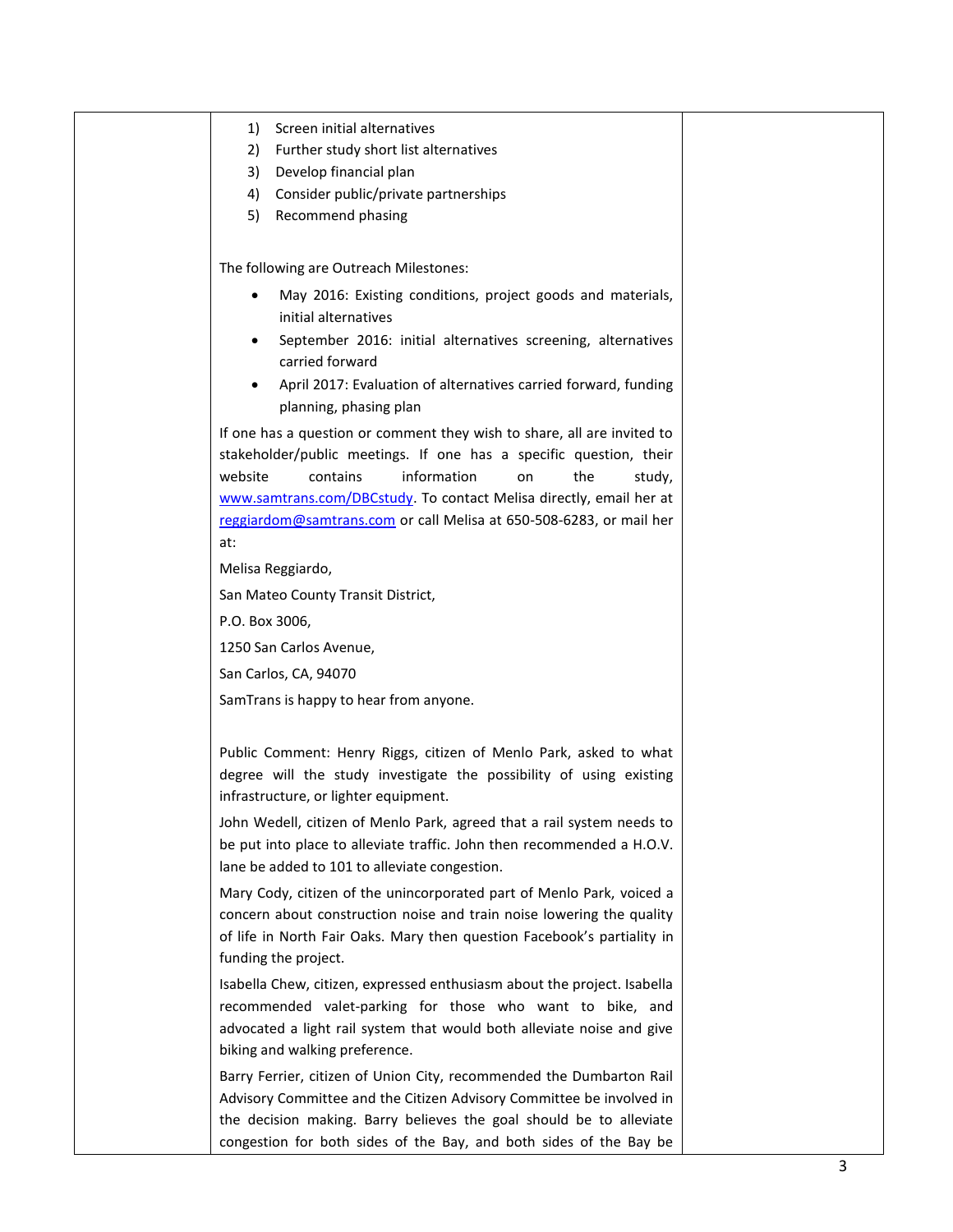1) Screen initial alternatives
2) Further study short list alternatives
3) Develop financial plan
4) Consider public/private partnerships
5) Recommend phasing

The following are Outreach Milestones:

- May 2016: Existing conditions, project goods and materials, initial alternatives
- September 2016: initial alternatives screening, alternatives carried forward
- April 2017: Evaluation of alternatives carried forward, funding planning, phasing plan

If one has a question or comment they wish to share, all are invited to stakeholder/public meetings. If one has a specific question, their website contains information on the study, www.samtrans.com/DBCstudy. To contact Melisa directly, email her at reggiardom@samtrans.com or call Melisa at 650-508-6283, or mail her at:

Melisa Reggiardo,

San Mateo County Transit District,

P.O. Box 3006,

1250 San Carlos Avenue,

San Carlos, CA, 94070

SamTrans is happy to hear from anyone.

Public Comment: Henry Riggs, citizen of Menlo Park, asked to what degree will the study investigate the possibility of using existing infrastructure, or lighter equipment.

John Wedell, citizen of Menlo Park, agreed that a rail system needs to be put into place to alleviate traffic. John then recommended a H.O.V. lane be added to 101 to alleviate congestion.

Mary Cody, citizen of the unincorporated part of Menlo Park, voiced a concern about construction noise and train noise lowering the quality of life in North Fair Oaks. Mary then question Facebook's partiality in funding the project.

Isabella Chew, citizen, expressed enthusiasm about the project. Isabella recommended valet-parking for those who want to bike, and advocated a light rail system that would both alleviate noise and give biking and walking preference.

Barry Ferrier, citizen of Union City, recommended the Dumbarton Rail Advisory Committee and the Citizen Advisory Committee be involved in the decision making. Barry believes the goal should be to alleviate congestion for both sides of the Bay, and both sides of the Bay be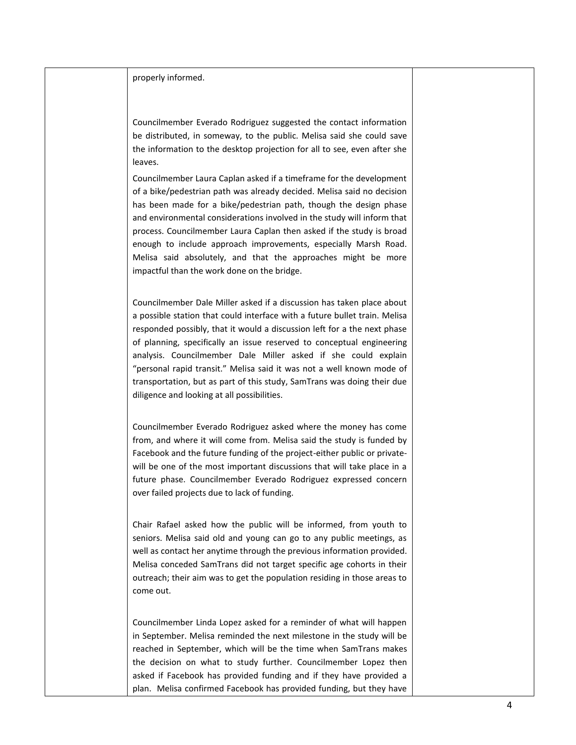properly informed.

Councilmember Everado Rodriguez suggested the contact information be distributed, in someway, to the public. Melisa said she could save the information to the desktop projection for all to see, even after she leaves.

Councilmember Laura Caplan asked if a timeframe for the development of a bike/pedestrian path was already decided. Melisa said no decision has been made for a bike/pedestrian path, though the design phase and environmental considerations involved in the study will inform that process. Councilmember Laura Caplan then asked if the study is broad enough to include approach improvements, especially Marsh Road. Melisa said absolutely, and that the approaches might be more impactful than the work done on the bridge.

Councilmember Dale Miller asked if a discussion has taken place about a possible station that could interface with a future bullet train. Melisa responded possibly, that it would a discussion left for a the next phase of planning, specifically an issue reserved to conceptual engineering analysis. Councilmember Dale Miller asked if she could explain "personal rapid transit." Melisa said it was not a well known mode of transportation, but as part of this study, SamTrans was doing their due diligence and looking at all possibilities.

Councilmember Everado Rodriguez asked where the money has come from, and where it will come from. Melisa said the study is funded by Facebook and the future funding of the project-either public or private-will be one of the most important discussions that will take place in a future phase. Councilmember Everado Rodriguez expressed concern over failed projects due to lack of funding.

Chair Rafael asked how the public will be informed, from youth to seniors. Melisa said old and young can go to any public meetings, as well as contact her anytime through the previous information provided. Melisa conceded SamTrans did not target specific age cohorts in their outreach; their aim was to get the population residing in those areas to come out.

Councilmember Linda Lopez asked for a reminder of what will happen in September. Melisa reminded the next milestone in the study will be reached in September, which will be the time when SamTrans makes the decision on what to study further. Councilmember Lopez then asked if Facebook has provided funding and if they have provided a plan. Melisa confirmed Facebook has provided funding, but they have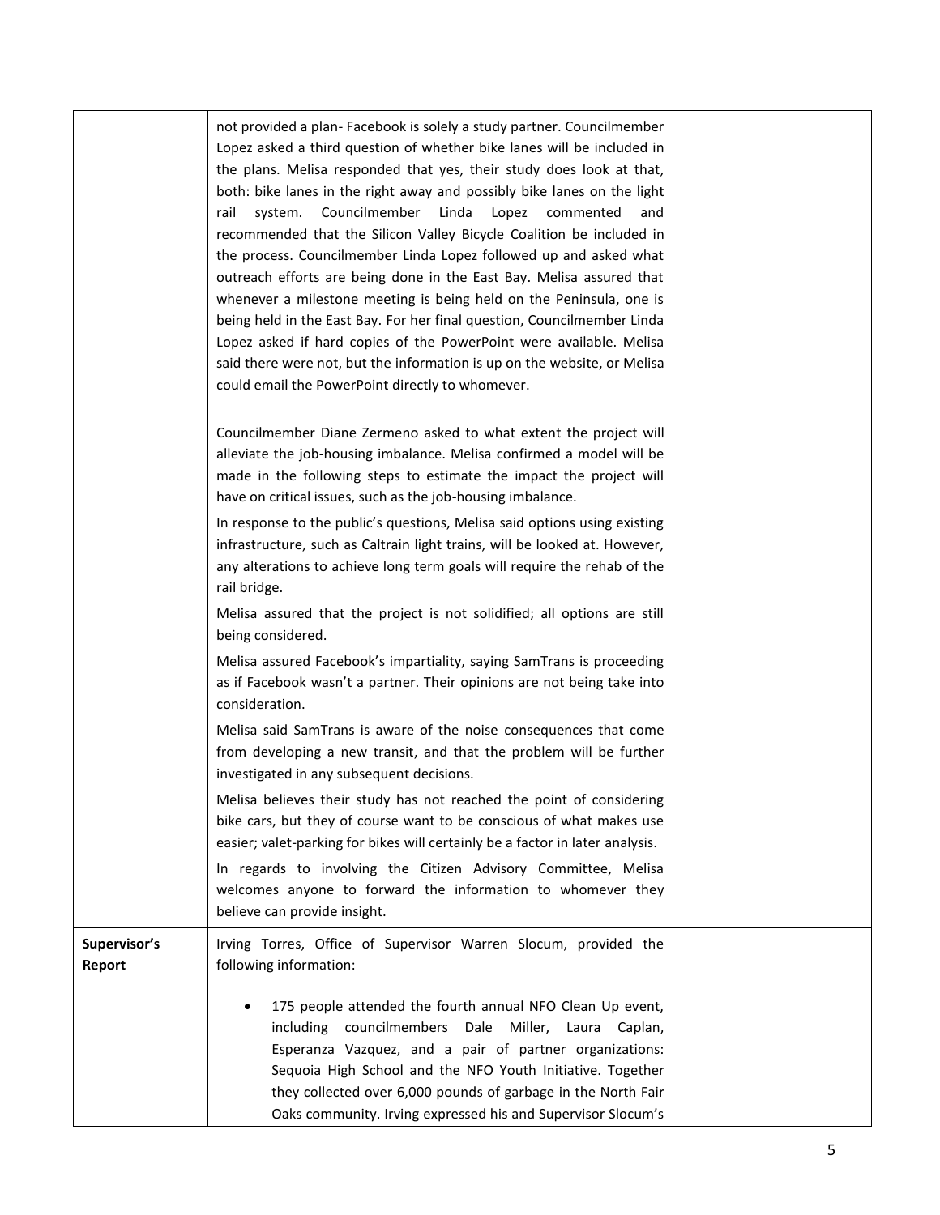| | | |
|---|---|---|
| | not provided a plan- Facebook is solely a study partner. Councilmember Lopez asked a third question of whether bike lanes will be included in the plans. Melisa responded that yes, their study does look at that, both: bike lanes in the right away and possibly bike lanes on the light rail system. Councilmember Linda Lopez commented and recommended that the Silicon Valley Bicycle Coalition be included in the process. Councilmember Linda Lopez followed up and asked what outreach efforts are being done in the East Bay. Melisa assured that whenever a milestone meeting is being held on the Peninsula, one is being held in the East Bay. For her final question, Councilmember Linda Lopez asked if hard copies of the PowerPoint were available. Melisa said there were not, but the information is up on the website, or Melisa could email the PowerPoint directly to whomever.<br><br>Councilmember Diane Zermeno asked to what extent the project will alleviate the job-housing imbalance. Melisa confirmed a model will be made in the following steps to estimate the impact the project will have on critical issues, such as the job-housing imbalance.<br>In response to the public's questions, Melisa said options using existing infrastructure, such as Caltrain light trains, will be looked at. However, any alterations to achieve long term goals will require the rehab of the rail bridge.<br>Melisa assured that the project is not solidified; all options are still being considered.<br>Melisa assured Facebook's impartiality, saying SamTrans is proceeding as if Facebook wasn't a partner. Their opinions are not being take into consideration.<br>Melisa said SamTrans is aware of the noise consequences that come from developing a new transit, and that the problem will be further investigated in any subsequent decisions.<br>Melisa believes their study has not reached the point of considering bike cars, but they of course want to be conscious of what makes use easier; valet-parking for bikes will certainly be a factor in later analysis.<br>In regards to involving the Citizen Advisory Committee, Melisa welcomes anyone to forward the information to whomever they believe can provide insight. | |
| **Supervisor's Report** | Irving Torres, Office of Supervisor Warren Slocum, provided the following information:<br><br>• 175 people attended the fourth annual NFO Clean Up event, including councilmembers Dale Miller, Laura Caplan, Esperanza Vazquez, and a pair of partner organizations: Sequoia High School and the NFO Youth Initiative. Together they collected over 6,000 pounds of garbage in the North Fair Oaks community. Irving expressed his and Supervisor Slocum's | |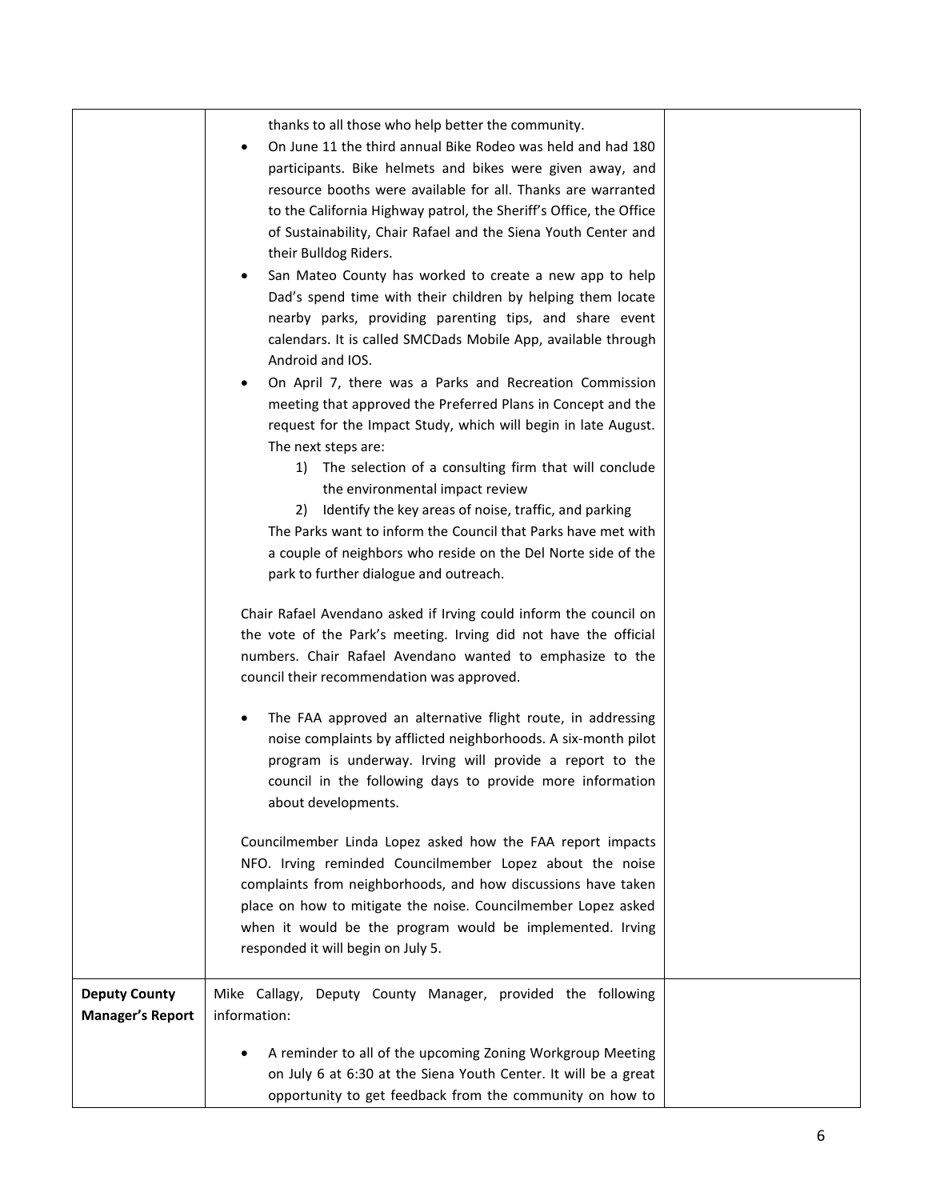| | | |
|---|---|---|
| | thanks to all those who help better the community.<br>• On June 11 the third annual Bike Rodeo was held and had 180 participants. Bike helmets and bikes were given away, and resource booths were available for all. Thanks are warranted to the California Highway patrol, the Sheriff's Office, the Office of Sustainability, Chair Rafael and the Siena Youth Center and their Bulldog Riders.<br>• San Mateo County has worked to create a new app to help Dad's spend time with their children by helping them locate nearby parks, providing parenting tips, and share event calendars. It is called SMCDads Mobile App, available through Android and IOS.<br>• On April 7, there was a Parks and Recreation Commission meeting that approved the Preferred Plans in Concept and the request for the Impact Study, which will begin in late August. The next steps are:<br>1) The selection of a consulting firm that will conclude the environmental impact review<br>2) Identify the key areas of noise, traffic, and parking<br>The Parks want to inform the Council that Parks have met with a couple of neighbors who reside on the Del Norte side of the park to further dialogue and outreach.<br><br>Chair Rafael Avendano asked if Irving could inform the council on the vote of the Park's meeting. Irving did not have the official numbers. Chair Rafael Avendano wanted to emphasize to the council their recommendation was approved.<br><br>• The FAA approved an alternative flight route, in addressing noise complaints by afflicted neighborhoods. A six-month pilot program is underway. Irving will provide a report to the council in the following days to provide more information about developments.<br><br>Councilmember Linda Lopez asked how the FAA report impacts NFO. Irving reminded Councilmember Lopez about the noise complaints from neighborhoods, and how discussions have taken place on how to mitigate the noise. Councilmember Lopez asked when it would be the program would be implemented. Irving responded it will begin on July 5. | |
| **Deputy County Manager's Report** | Mike Callagy, Deputy County Manager, provided the following information:<br><br>• A reminder to all of the upcoming Zoning Workgroup Meeting on July 6 at 6:30 at the Siena Youth Center. It will be a great opportunity to get feedback from the community on how to | |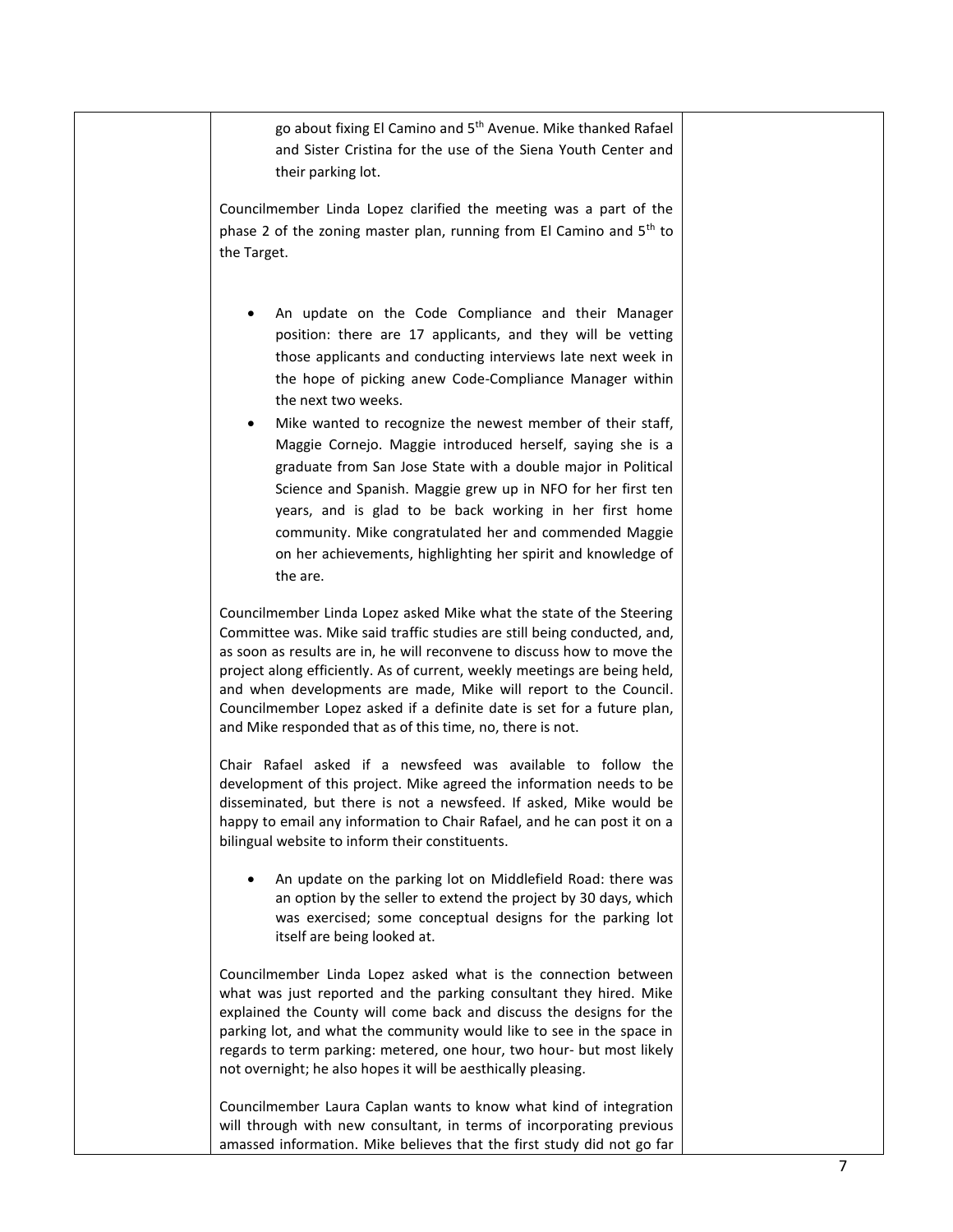go about fixing El Camino and 5th Avenue. Mike thanked Rafael and Sister Cristina for the use of the Siena Youth Center and their parking lot.

Councilmember Linda Lopez clarified the meeting was a part of the phase 2 of the zoning master plan, running from El Camino and 5th to the Target.

- An update on the Code Compliance and their Manager position: there are 17 applicants, and they will be vetting those applicants and conducting interviews late next week in the hope of picking anew Code-Compliance Manager within the next two weeks.
- Mike wanted to recognize the newest member of their staff, Maggie Cornejo. Maggie introduced herself, saying she is a graduate from San Jose State with a double major in Political Science and Spanish. Maggie grew up in NFO for her first ten years, and is glad to be back working in her first home community. Mike congratulated her and commended Maggie on her achievements, highlighting her spirit and knowledge of the are.

Councilmember Linda Lopez asked Mike what the state of the Steering Committee was. Mike said traffic studies are still being conducted, and, as soon as results are in, he will reconvene to discuss how to move the project along efficiently. As of current, weekly meetings are being held, and when developments are made, Mike will report to the Council. Councilmember Lopez asked if a definite date is set for a future plan, and Mike responded that as of this time, no, there is not.

Chair Rafael asked if a newsfeed was available to follow the development of this project. Mike agreed the information needs to be disseminated, but there is not a newsfeed. If asked, Mike would be happy to email any information to Chair Rafael, and he can post it on a bilingual website to inform their constituents.

- An update on the parking lot on Middlefield Road: there was an option by the seller to extend the project by 30 days, which was exercised; some conceptual designs for the parking lot itself are being looked at.

Councilmember Linda Lopez asked what is the connection between what was just reported and the parking consultant they hired. Mike explained the County will come back and discuss the designs for the parking lot, and what the community would like to see in the space in regards to term parking: metered, one hour, two hour- but most likely not overnight; he also hopes it will be aesthically pleasing.

Councilmember Laura Caplan wants to know what kind of integration will through with new consultant, in terms of incorporating previous amassed information. Mike believes that the first study did not go far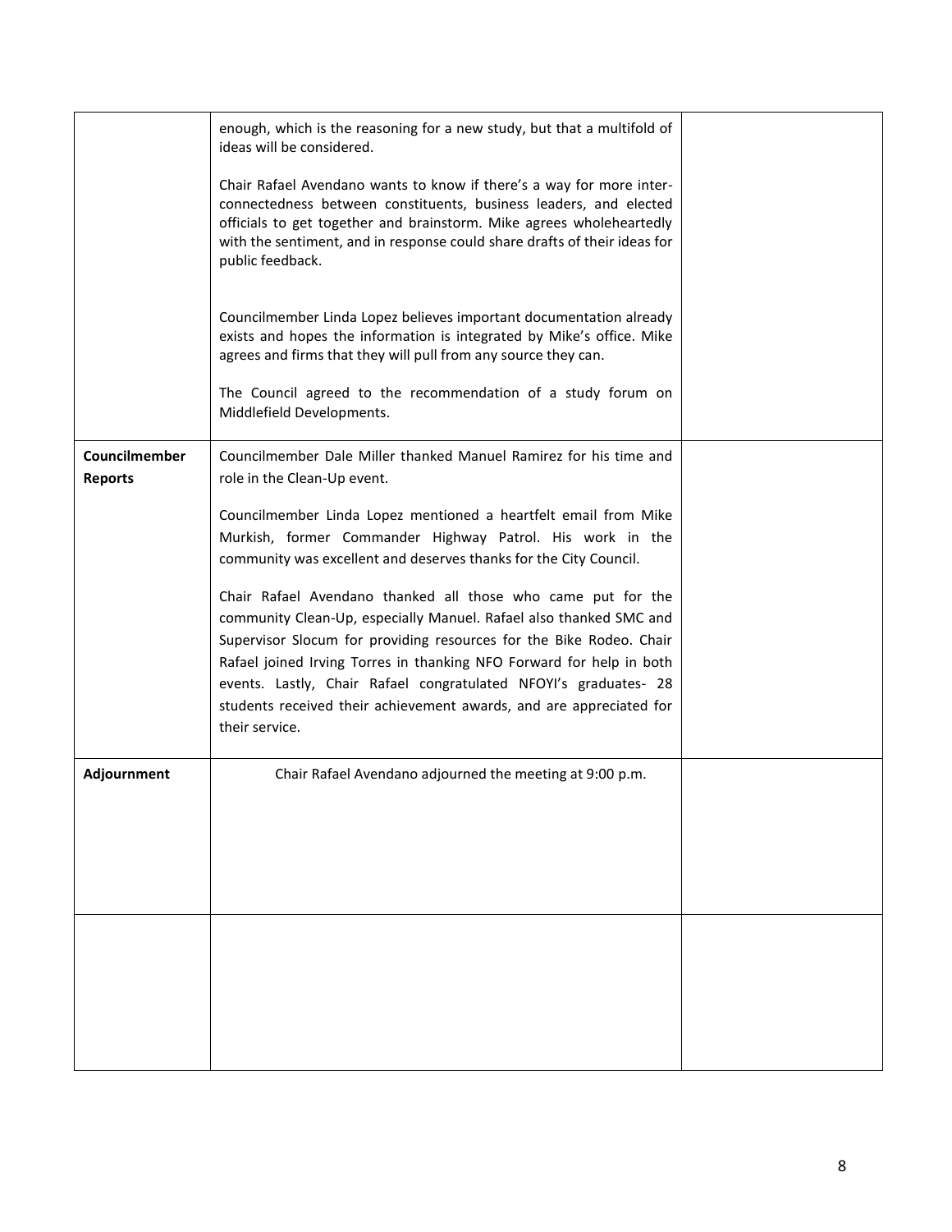| | | |
|---|---|---|
| | enough, which is the reasoning for a new study, but that a multifold of ideas will be considered.<br><br>Chair Rafael Avendano wants to know if there's a way for more inter-connectedness between constituents, business leaders, and elected officials to get together and brainstorm. Mike agrees wholeheartedly with the sentiment, and in response could share drafts of their ideas for public feedback.<br><br>Councilmember Linda Lopez believes important documentation already exists and hopes the information is integrated by Mike's office. Mike agrees and firms that they will pull from any source they can.<br><br>The Council agreed to the recommendation of a study forum on Middlefield Developments. | |
| **Councilmember Reports** | Councilmember Dale Miller thanked Manuel Ramirez for his time and role in the Clean-Up event.<br><br>Councilmember Linda Lopez mentioned a heartfelt email from Mike Murkish, former Commander Highway Patrol. His work in the community was excellent and deserves thanks for the City Council.<br><br>Chair Rafael Avendano thanked all those who came put for the community Clean-Up, especially Manuel. Rafael also thanked SMC and Supervisor Slocum for providing resources for the Bike Rodeo. Chair Rafael joined Irving Torres in thanking NFO Forward for help in both events. Lastly, Chair Rafael congratulated NFOYI's graduates- 28 students received their achievement awards, and are appreciated for their service. | |
| **Adjournment** | Chair Rafael Avendano adjourned the meeting at 9:00 p.m. | |
| | | |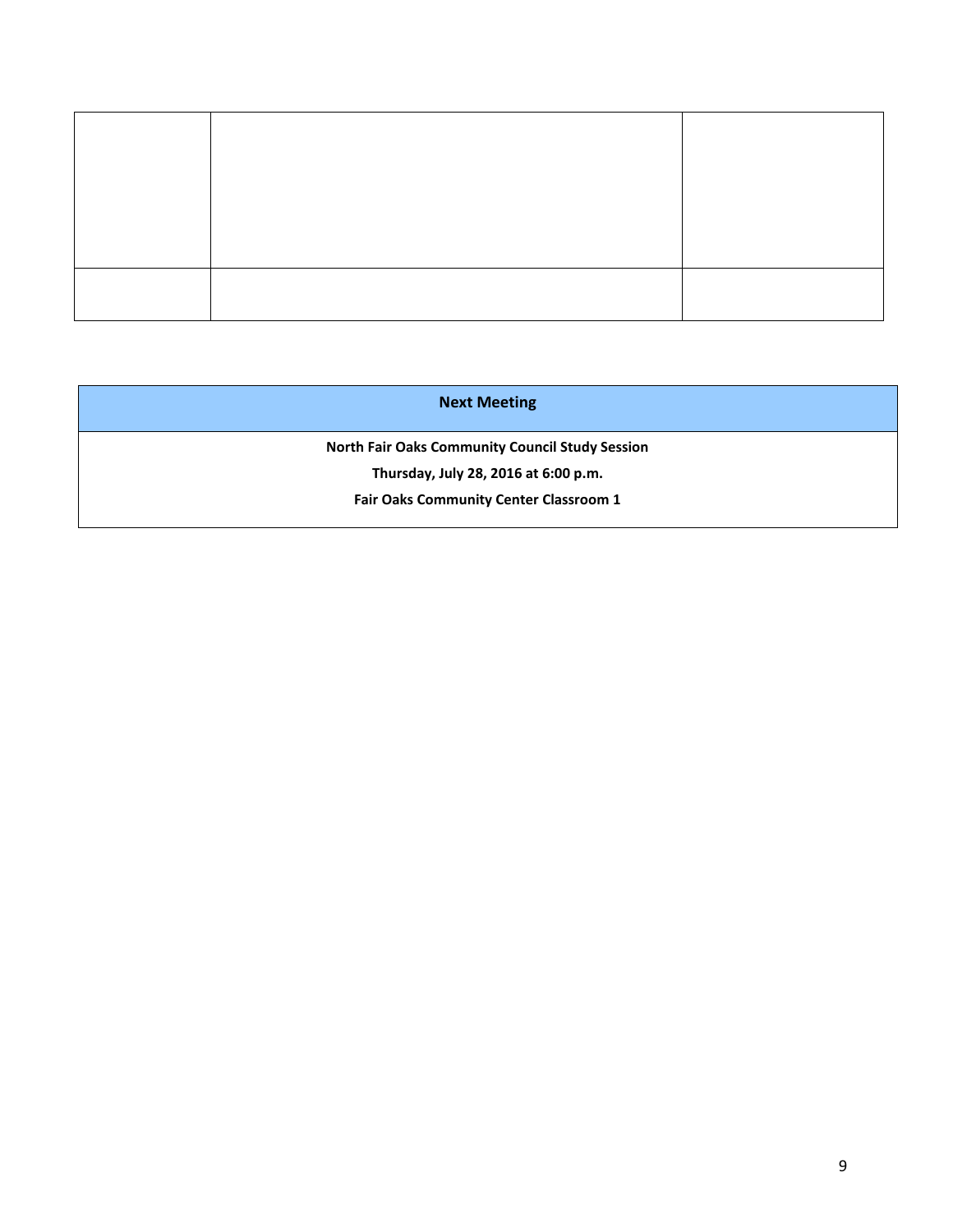| | | |
|---|---|---|
| | | |
| | | |

| Next Meeting |
|---|
| **North Fair Oaks Community Council Study Session** |
| **Thursday, July 28, 2016 at 6:00 p.m.** |
| **Fair Oaks Community Center Classroom 1** |